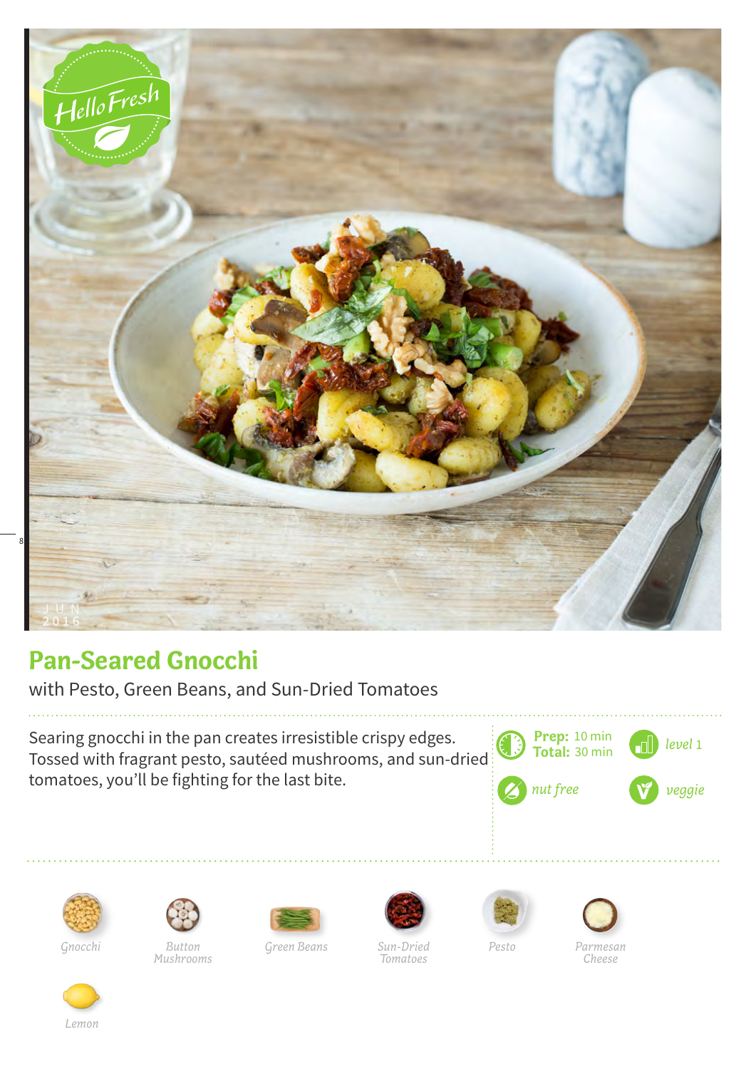# Pan-Seared Gnocchi

with Pesto, Green Beans, and Sun-Dried Tomatoes

Searing gnocchi in the pan creates irresistible crispy edges. Tossed with fragrant pesto, sautéed mushrooms, and sun-dried tomatoes, you'll be fighting for the last bite.

**Prep:** 10 min
**Total:** 30 min

*level 1*

*nut free*

*veggie*

*Gnocchi*

*Button Mushrooms*

*Green Beans*

*Sun-Dried Tomatoes*

*Pesto*

*Parmesan Cheese*

*Lemon*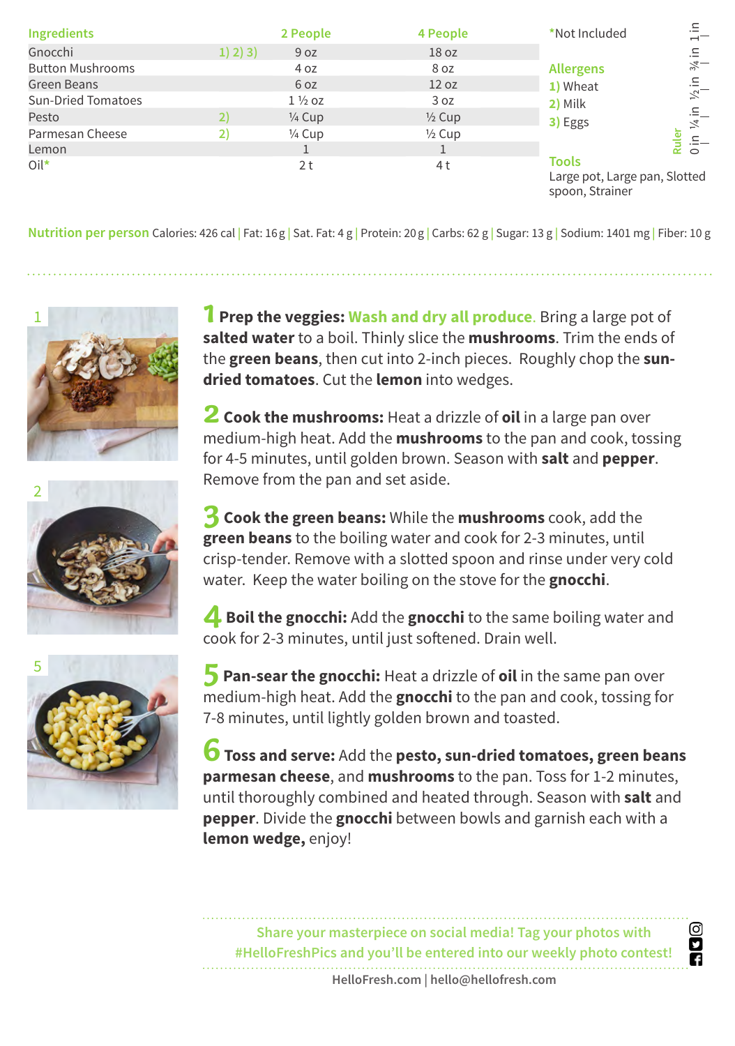| Ingredients | | 2 People | 4 People |
|---|---|---|---|
| Gnocchi | 1) 2) 3) | 9 oz | 18 oz |
| Button Mushrooms | | 4 oz | 8 oz |
| Green Beans | | 6 oz | 12 oz |
| Sun-Dried Tomatoes | | 1 ½ oz | 3 oz |
| Pesto | 2) | ¼ Cup | ½ Cup |
| Parmesan Cheese | 2) | ¼ Cup | ½ Cup |
| Lemon | | 1 | 1 |
| Oil* | | 2 t | 4 t |

*Not Included

**Allergens**
1) Wheat
2) Milk
3) Eggs

**Tools**
Large pot, Large pan, Slotted spoon, Strainer

Ruler
0 in ¼ in ½ in ¾ in 1 in

**Nutrition per person** Calories: 426 cal | Fat: 16 g | Sat. Fat: 4 g | Protein: 20 g | Carbs: 62 g | Sugar: 13 g | Sodium: 1401 mg | Fiber: 10 g

1

2

5

**1 Prep the veggies: Wash and dry all produce**. Bring a large pot of **salted water** to a boil. Thinly slice the **mushrooms**. Trim the ends of the **green beans**, then cut into 2-inch pieces. Roughly chop the **sun-dried tomatoes**. Cut the **lemon** into wedges.

**2 Cook the mushrooms:** Heat a drizzle of **oil** in a large pan over medium-high heat. Add the **mushrooms** to the pan and cook, tossing for 4-5 minutes, until golden brown. Season with **salt** and **pepper**. Remove from the pan and set aside.

**3 Cook the green beans:** While the **mushrooms** cook, add the **green beans** to the boiling water and cook for 2-3 minutes, until crisp-tender. Remove with a slotted spoon and rinse under very cold water. Keep the water boiling on the stove for the **gnocchi**.

**4 Boil the gnocchi:** Add the **gnocchi** to the same boiling water and cook for 2-3 minutes, until just softened. Drain well.

**5 Pan-sear the gnocchi:** Heat a drizzle of **oil** in the same pan over medium-high heat. Add the **gnocchi** to the pan and cook, tossing for 7-8 minutes, until lightly golden brown and toasted.

**6 Toss and serve:** Add the **pesto, sun-dried tomatoes, green beans parmesan cheese**, and **mushrooms** to the pan. Toss for 1-2 minutes, until thoroughly combined and heated through. Season with **salt** and **pepper**. Divide the **gnocchi** between bowls and garnish each with a **lemon wedge,** enjoy!

Share your masterpiece on social media! Tag your photos with #HelloFreshPics and you'll be entered into our weekly photo contest!

HelloFresh.com | hello@hellofresh.com